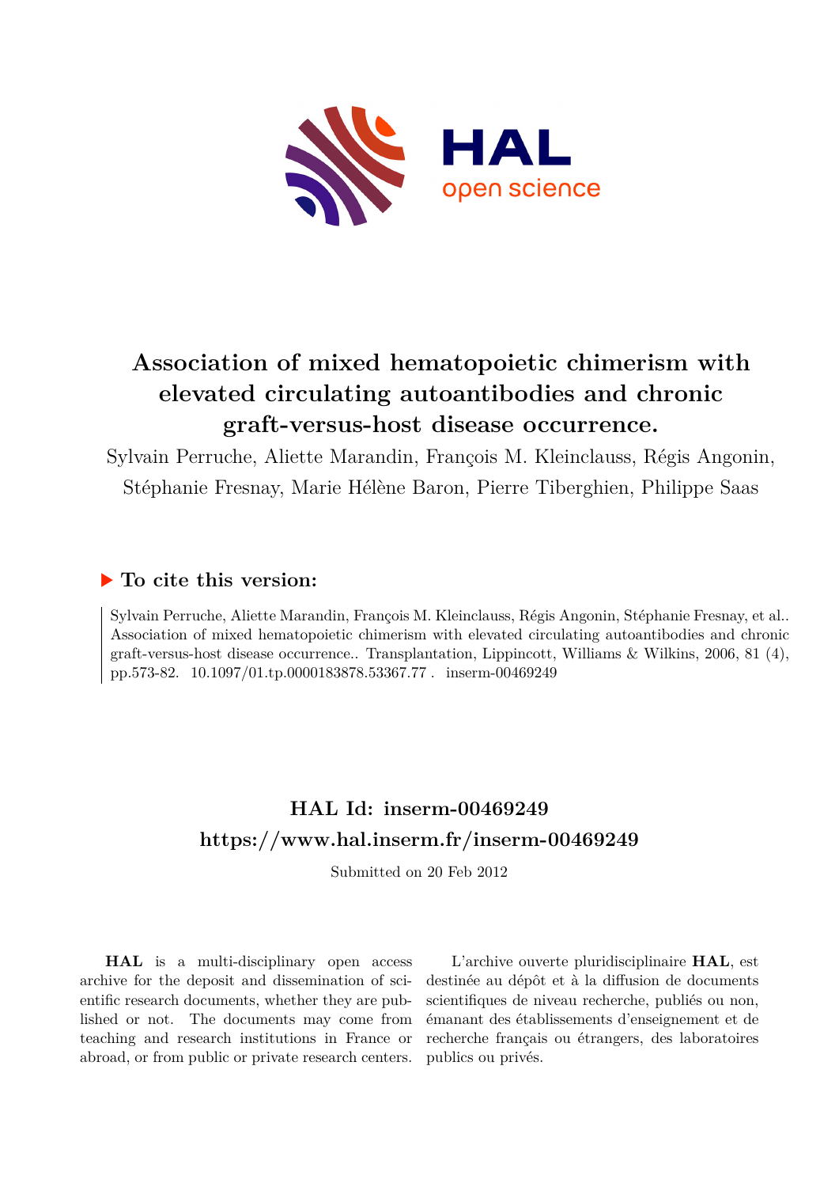# Association of mixed hematopoietic chimerism with elevated circulating autoantibodies and chronic graft-versus-host disease occurrence.

Sylvain Perruche, Aliette Marandin, François M. Kleinclauss, Régis Angonin, Stéphanie Fresnay, Marie Hélène Baron, Pierre Tiberghien, Philippe Saas

## ▶ To cite this version:

Sylvain Perruche, Aliette Marandin, François M. Kleinclauss, Régis Angonin, Stéphanie Fresnay, et al.. Association of mixed hematopoietic chimerism with elevated circulating autoantibodies and chronic graft-versus-host disease occurrence.. Transplantation, Lippincott, Williams & Wilkins, 2006, 81 (4), pp.573-82. 10.1097/01.tp.0000183878.53367.77 . inserm-00469249

## HAL Id: inserm-00469249

## https://www.hal.inserm.fr/inserm-00469249

Submitted on 20 Feb 2012

**HAL** is a multi-disciplinary open access archive for the deposit and dissemination of scientific research documents, whether they are published or not. The documents may come from teaching and research institutions in France or abroad, or from public or private research centers.

L'archive ouverte pluridisciplinaire **HAL**, est destinée au dépôt et à la diffusion de documents scientifiques de niveau recherche, publiés ou non, émanant des établissements d'enseignement et de recherche français ou étrangers, des laboratoires publics ou privés.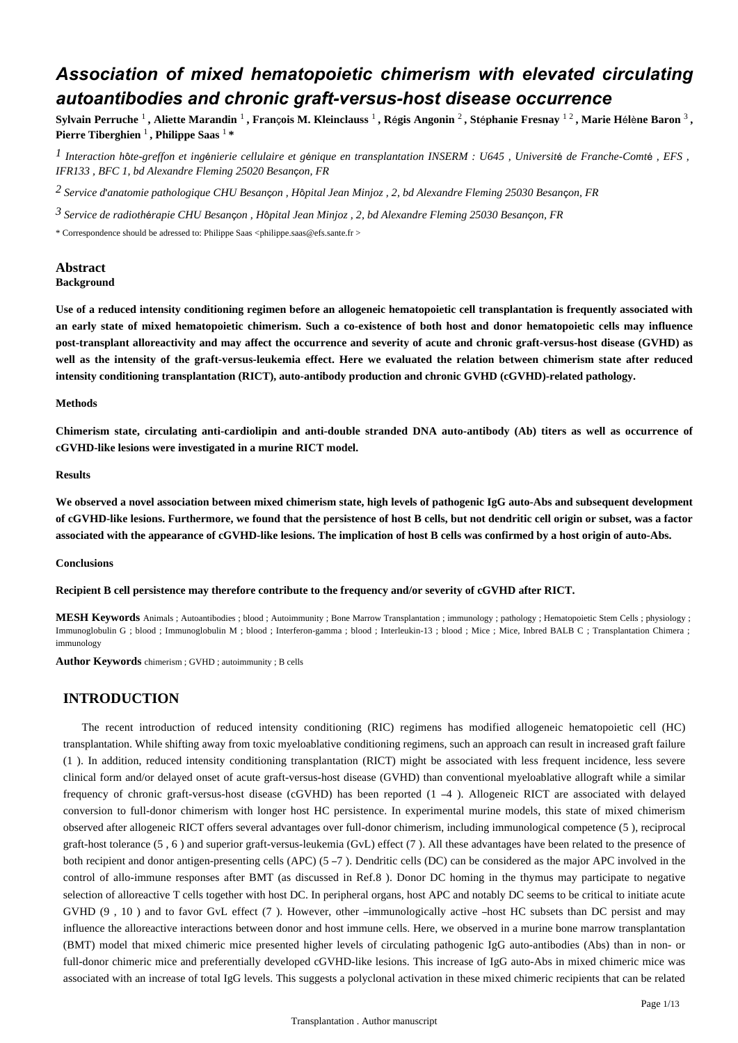# Association of mixed hematopoietic chimerism with elevated circulating autoantibodies and chronic graft-versus-host disease occurrence

**Sylvain Perruche** [1] **, Aliette Marandin** [1] **, François M. Kleinclauss** [1] **, Régis Angonin** [2] **, Stéphanie Fresnay** [1 2] **, Marie Hélène Baron** [3] **, Pierre Tiberghien** [1] **, Philippe Saas** [1] **\***

[1] *Interaction hôte-greffon et ingénierie cellulaire et génique en transplantation INSERM : U645 , Université de Franche-Comté , EFS , IFR133 , BFC 1, bd Alexandre Fleming 25020 Besançon, FR*

[2] *Service d'anatomie pathologique CHU Besançon , Hôpital Jean Minjoz , 2, bd Alexandre Fleming 25030 Besançon, FR*

[3] *Service de radiothérapie CHU Besançon , Hôpital Jean Minjoz , 2, bd Alexandre Fleming 25030 Besançon, FR*

\* Correspondence should be adressed to: Philippe Saas <philippe.saas@efs.sante.fr >

## Abstract

**Background**

**Use of a reduced intensity conditioning regimen before an allogeneic hematopoietic cell transplantation is frequently associated with an early state of mixed hematopoietic chimerism. Such a co-existence of both host and donor hematopoietic cells may influence post-transplant alloreactivity and may affect the occurrence and severity of acute and chronic graft-versus-host disease (GVHD) as well as the intensity of the graft-versus-leukemia effect. Here we evaluated the relation between chimerism state after reduced intensity conditioning transplantation (RICT), auto-antibody production and chronic GVHD (cGVHD)-related pathology.**

**Methods**

**Chimerism state, circulating anti-cardiolipin and anti-double stranded DNA auto-antibody (Ab) titers as well as occurrence of cGVHD-like lesions were investigated in a murine RICT model.**

**Results**

**We observed a novel association between mixed chimerism state, high levels of pathogenic IgG auto-Abs and subsequent development of cGVHD-like lesions. Furthermore, we found that the persistence of host B cells, but not dendritic cell origin or subset, was a factor associated with the appearance of cGVHD-like lesions. The implication of host B cells was confirmed by a host origin of auto-Abs.**

**Conclusions**

**Recipient B cell persistence may therefore contribute to the frequency and/or severity of cGVHD after RICT.**

**MESH Keywords** Animals ; Autoantibodies ; blood ; Autoimmunity ; Bone Marrow Transplantation ; immunology ; pathology ; Hematopoietic Stem Cells ; physiology ; Immunoglobulin G ; blood ; Immunoglobulin M ; blood ; Interferon-gamma ; blood ; Interleukin-13 ; blood ; Mice ; Mice, Inbred BALB C ; Transplantation Chimera ; immunology

**Author Keywords** chimerism ; GVHD ; autoimmunity ; B cells

## INTRODUCTION

The recent introduction of reduced intensity conditioning (RIC) regimens has modified allogeneic hematopoietic cell (HC) transplantation. While shifting away from toxic myeloablative conditioning regimens, such an approach can result in increased graft failure (1 ). In addition, reduced intensity conditioning transplantation (RICT) might be associated with less frequent incidence, less severe clinical form and/or delayed onset of acute graft-versus-host disease (GVHD) than conventional myeloablative allograft while a similar frequency of chronic graft-versus-host disease (cGVHD) has been reported (1 –4 ). Allogeneic RICT are associated with delayed conversion to full-donor chimerism with longer host HC persistence. In experimental murine models, this state of mixed chimerism observed after allogeneic RICT offers several advantages over full-donor chimerism, including immunological competence (5 ), reciprocal graft-host tolerance (5 , 6 ) and superior graft-versus-leukemia (GvL) effect (7 ). All these advantages have been related to the presence of both recipient and donor antigen-presenting cells (APC) (5 –7 ). Dendritic cells (DC) can be considered as the major APC involved in the control of allo-immune responses after BMT (as discussed in Ref.8 ). Donor DC homing in the thymus may participate to negative selection of alloreactive T cells together with host DC. In peripheral organs, host APC and notably DC seems to be critical to initiate acute GVHD (9 , 10 ) and to favor GvL effect (7 ). However, other –immunologically active –host HC subsets than DC persist and may influence the alloreactive interactions between donor and host immune cells. Here, we observed in a murine bone marrow transplantation (BMT) model that mixed chimeric mice presented higher levels of circulating pathogenic IgG auto-antibodies (Abs) than in non- or full-donor chimeric mice and preferentially developed cGVHD-like lesions. This increase of IgG auto-Abs in mixed chimeric mice was associated with an increase of total IgG levels. This suggests a polyclonal activation in these mixed chimeric recipients that can be related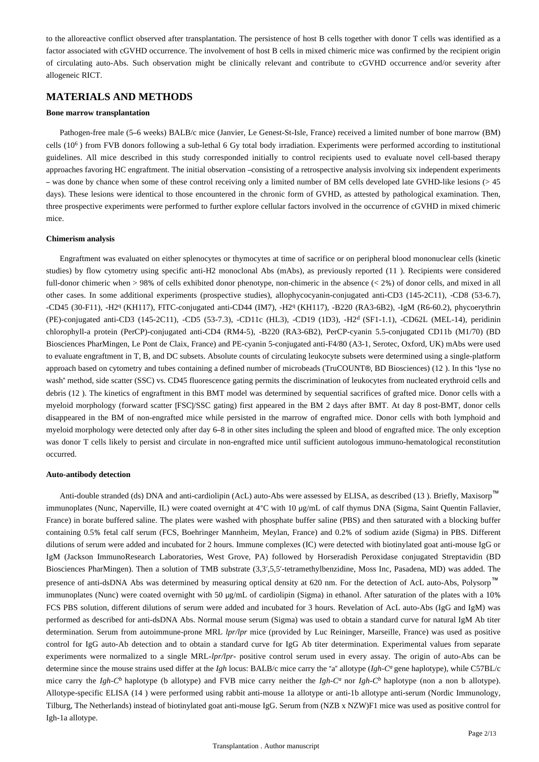to the alloreactive conflict observed after transplantation. The persistence of host B cells together with donor T cells was identified as a factor associated with cGVHD occurrence. The involvement of host B cells in mixed chimeric mice was confirmed by the recipient origin of circulating auto-Abs. Such observation might be clinically relevant and contribute to cGVHD occurrence and/or severity after allogeneic RICT.

## MATERIALS AND METHODS

### Bone marrow transplantation

Pathogen-free male (5–6 weeks) BALB/c mice (Janvier, Le Genest-St-Isle, France) received a limited number of bone marrow (BM) cells ($10^6$ ) from FVB donors following a sub-lethal 6 Gy total body irradiation. Experiments were performed according to institutional guidelines. All mice described in this study corresponded initially to control recipients used to evaluate novel cell-based therapy approaches favoring HC engraftment. The initial observation –consisting of a retrospective analysis involving six independent experiments – was done by chance when some of these control receiving only a limited number of BM cells developed late GVHD-like lesions (> 45 days). These lesions were identical to those encountered in the chronic form of GVHD, as attested by pathological examination. Then, three prospective experiments were performed to further explore cellular factors involved in the occurrence of cGVHD in mixed chimeric mice.

### Chimerism analysis

Engraftment was evaluated on either splenocytes or thymocytes at time of sacrifice or on peripheral blood mononuclear cells (kinetic studies) by flow cytometry using specific anti-H2 monoclonal Abs (mAbs), as previously reported (11 ). Recipients were considered full-donor chimeric when > 98% of cells exhibited donor phenotype, non-chimeric in the absence (< 2%) of donor cells, and mixed in all other cases. In some additional experiments (prospective studies), allophycocyanin-conjugated anti-CD3 (145-2C11), -CD8 (53-6.7), -CD45 (30-F11), -H2$^q$ (KH117), FITC-conjugated anti-CD44 (IM7), -H2$^q$ (KH117), -B220 (RA3-6B2), -IgM (R6-60.2), phycoerythrin (PE)-conjugated anti-CD3 (145-2C11), -CD5 (53-7.3), -CD11c (HL3), -CD19 (1D3), -H2$^d$ (SF1-1.1), -CD62L (MEL-14), peridinin chlorophyll-a protein (PerCP)-conjugated anti-CD4 (RM4-5), -B220 (RA3-6B2), PerCP-cyanin 5.5-conjugated CD11b (M1/70) (BD Biosciences PharMingen, Le Pont de Claix, France) and PE-cyanin 5-conjugated anti-F4/80 (A3-1, Serotec, Oxford, UK) mAbs were used to evaluate engraftment in T, B, and DC subsets. Absolute counts of circulating leukocyte subsets were determined using a single-platform approach based on cytometry and tubes containing a defined number of microbeads (TruCOUNT®, BD Biosciences) (12 ). In this "lyse no wash" method, side scatter (SSC) vs. CD45 fluorescence gating permits the discrimination of leukocytes from nucleated erythroid cells and debris (12 ). The kinetics of engraftment in this BMT model was determined by sequential sacrifices of grafted mice. Donor cells with a myeloid morphology (forward scatter [FSC]/SSC gating) first appeared in the BM 2 days after BMT. At day 8 post-BMT, donor cells disappeared in the BM of non-engrafted mice while persisted in the marrow of engrafted mice. Donor cells with both lymphoid and myeloid morphology were detected only after day 6–8 in other sites including the spleen and blood of engrafted mice. The only exception was donor T cells likely to persist and circulate in non-engrafted mice until sufficient autologous immuno-hematological reconstitution occurred.

### Auto-antibody detection

Anti-double stranded (ds) DNA and anti-cardiolipin (AcL) auto-Abs were assessed by ELISA, as described (13 ). Briefly, Maxisorp™ immunoplates (Nunc, Naperville, IL) were coated overnight at 4°C with 10 μg/mL of calf thymus DNA (Sigma, Saint Quentin Fallavier, France) in borate buffered saline. The plates were washed with phosphate buffer saline (PBS) and then saturated with a blocking buffer containing 0.5% fetal calf serum (FCS, Boehringer Mannheim, Meylan, France) and 0.2% of sodium azide (Sigma) in PBS. Different dilutions of serum were added and incubated for 2 hours. Immune complexes (IC) were detected with biotinylated goat anti-mouse IgG or IgM (Jackson ImmunoResearch Laboratories, West Grove, PA) followed by Horseradish Peroxidase conjugated Streptavidin (BD Biosciences PharMingen). Then a solution of TMB substrate (3,3′,5,5′-tetramethylbenzidine, Moss Inc, Pasadena, MD) was added. The presence of anti-dsDNA Abs was determined by measuring optical density at 620 nm. For the detection of AcL auto-Abs, Polysorp™ immunoplates (Nunc) were coated overnight with 50 μg/mL of cardiolipin (Sigma) in ethanol. After saturation of the plates with a 10% FCS PBS solution, different dilutions of serum were added and incubated for 3 hours. Revelation of AcL auto-Abs (IgG and IgM) was performed as described for anti-dsDNA Abs. Normal mouse serum (Sigma) was used to obtain a standard curve for natural IgM Ab titer determination. Serum from autoimmune-prone MRL *lpr/lpr* mice (provided by Luc Reininger, Marseille, France) was used as positive control for IgG auto-Ab detection and to obtain a standard curve for IgG Ab titer determination. Experimental values from separate experiments were normalized to a single MRL-*lpr/lpr*- positive control serum used in every assay. The origin of auto-Abs can be determine since the mouse strains used differ at the *Igh* locus: BALB/c mice carry the "a" allotype (*Igh-C$^a$* gene haplotype), while C57BL/c mice carry the *Igh-C$^b$* haplotype (b allotype) and FVB mice carry neither the *Igh-C$^a$* nor *Igh-C$^b$* haplotype (non a non b allotype). Allotype-specific ELISA (14 ) were performed using rabbit anti-mouse 1a allotype or anti-1b allotype anti-serum (Nordic Immunology, Tilburg, The Netherlands) instead of biotinylated goat anti-mouse IgG. Serum from (NZB x NZW)F1 mice was used as positive control for Igh-1a allotype.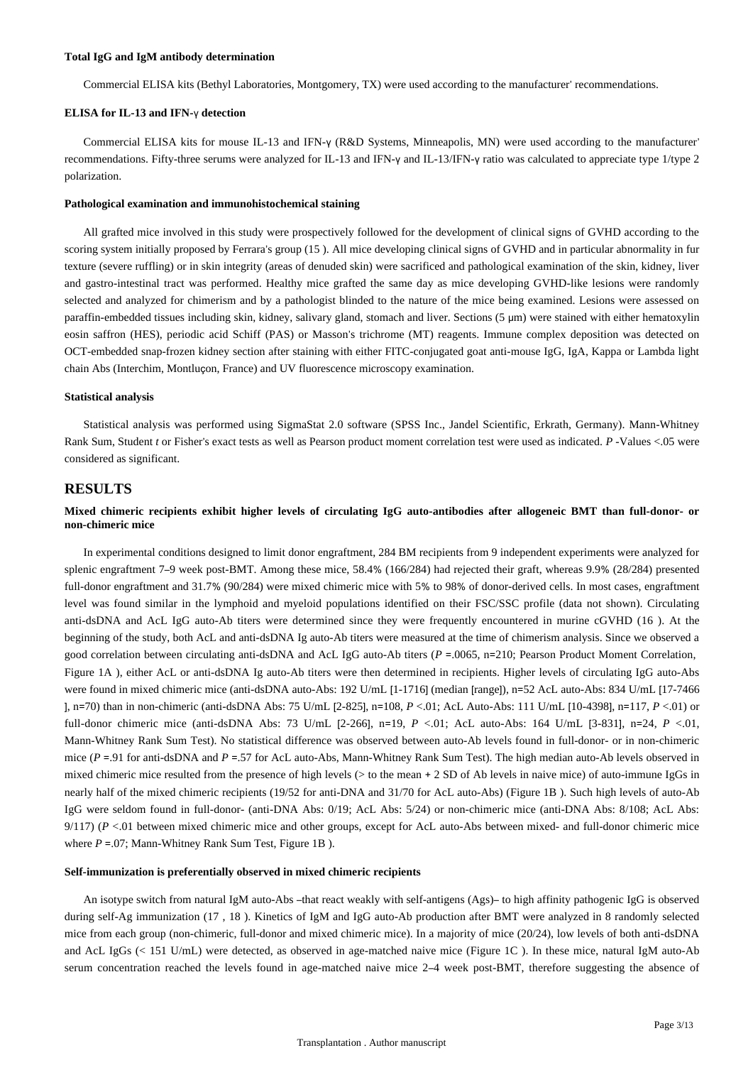#### Total IgG and IgM antibody determination

Commercial ELISA kits (Bethyl Laboratories, Montgomery, TX) were used according to the manufacturer' recommendations.

#### ELISA for IL-13 and IFN-γ detection

Commercial ELISA kits for mouse IL-13 and IFN-γ (R&D Systems, Minneapolis, MN) were used according to the manufacturer' recommendations. Fifty-three serums were analyzed for IL-13 and IFN-γ and IL-13/IFN-γ ratio was calculated to appreciate type 1/type 2 polarization.

#### Pathological examination and immunohistochemical staining

All grafted mice involved in this study were prospectively followed for the development of clinical signs of GVHD according to the scoring system initially proposed by Ferrara's group (15 ). All mice developing clinical signs of GVHD and in particular abnormality in fur texture (severe ruffling) or in skin integrity (areas of denuded skin) were sacrificed and pathological examination of the skin, kidney, liver and gastro-intestinal tract was performed. Healthy mice grafted the same day as mice developing GVHD-like lesions were randomly selected and analyzed for chimerism and by a pathologist blinded to the nature of the mice being examined. Lesions were assessed on paraffin-embedded tissues including skin, kidney, salivary gland, stomach and liver. Sections (5 μm) were stained with either hematoxylin eosin saffron (HES), periodic acid Schiff (PAS) or Masson's trichrome (MT) reagents. Immune complex deposition was detected on OCT-embedded snap-frozen kidney section after staining with either FITC-conjugated goat anti-mouse IgG, IgA, Kappa or Lambda light chain Abs (Interchim, Montluçon, France) and UV fluorescence microscopy examination.

#### Statistical analysis

Statistical analysis was performed using SigmaStat 2.0 software (SPSS Inc., Jandel Scientific, Erkrath, Germany). Mann-Whitney Rank Sum, Student *t* or Fisher's exact tests as well as Pearson product moment correlation test were used as indicated. *P* -Values <.05 were considered as significant.

## RESULTS

#### Mixed chimeric recipients exhibit higher levels of circulating IgG auto-antibodies after allogeneic BMT than full-donor- or non-chimeric mice

In experimental conditions designed to limit donor engraftment, 284 BM recipients from 9 independent experiments were analyzed for splenic engraftment 7–9 week post-BMT. Among these mice, 58.4% (166/284) had rejected their graft, whereas 9.9% (28/284) presented full-donor engraftment and 31.7% (90/284) were mixed chimeric mice with 5% to 98% of donor-derived cells. In most cases, engraftment level was found similar in the lymphoid and myeloid populations identified on their FSC/SSC profile (data not shown). Circulating anti-dsDNA and AcL IgG auto-Ab titers were determined since they were frequently encountered in murine cGVHD (16 ). At the beginning of the study, both AcL and anti-dsDNA Ig auto-Ab titers were measured at the time of chimerism analysis. Since we observed a good correlation between circulating anti-dsDNA and AcL IgG auto-Ab titers (*P* =.0065, n=210; Pearson Product Moment Correlation, Figure 1A ), either AcL or anti-dsDNA Ig auto-Ab titers were then determined in recipients. Higher levels of circulating IgG auto-Abs were found in mixed chimeric mice (anti-dsDNA auto-Abs: 192 U/mL [1-1716] (median [range]), n=52 AcL auto-Abs: 834 U/mL [17-7466 ], n=70) than in non-chimeric (anti-dsDNA Abs: 75 U/mL [2-825], n=108, *P* <.01; AcL Auto-Abs: 111 U/mL [10-4398], n=117, *P* <.01) or full-donor chimeric mice (anti-dsDNA Abs: 73 U/mL [2-266], n=19, *P* <.01; AcL auto-Abs: 164 U/mL [3-831], n=24, *P* <.01, Mann-Whitney Rank Sum Test). No statistical difference was observed between auto-Ab levels found in full-donor- or in non-chimeric mice (*P* =.91 for anti-dsDNA and *P* =.57 for AcL auto-Abs, Mann-Whitney Rank Sum Test). The high median auto-Ab levels observed in mixed chimeric mice resulted from the presence of high levels (> to the mean + 2 SD of Ab levels in naive mice) of auto-immune IgGs in nearly half of the mixed chimeric recipients (19/52 for anti-DNA and 31/70 for AcL auto-Abs) (Figure 1B ). Such high levels of auto-Ab IgG were seldom found in full-donor- (anti-DNA Abs: 0/19; AcL Abs: 5/24) or non-chimeric mice (anti-DNA Abs: 8/108; AcL Abs: 9/117) (*P* <.01 between mixed chimeric mice and other groups, except for AcL auto-Abs between mixed- and full-donor chimeric mice where *P* =.07; Mann-Whitney Rank Sum Test, Figure 1B ).

#### Self-immunization is preferentially observed in mixed chimeric recipients

An isotype switch from natural IgM auto-Abs –that react weakly with self-antigens (Ags)– to high affinity pathogenic IgG is observed during self-Ag immunization (17 , 18 ). Kinetics of IgM and IgG auto-Ab production after BMT were analyzed in 8 randomly selected mice from each group (non-chimeric, full-donor and mixed chimeric mice). In a majority of mice (20/24), low levels of both anti-dsDNA and AcL IgGs (< 151 U/mL) were detected, as observed in age-matched naive mice (Figure 1C ). In these mice, natural IgM auto-Ab serum concentration reached the levels found in age-matched naive mice 2–4 week post-BMT, therefore suggesting the absence of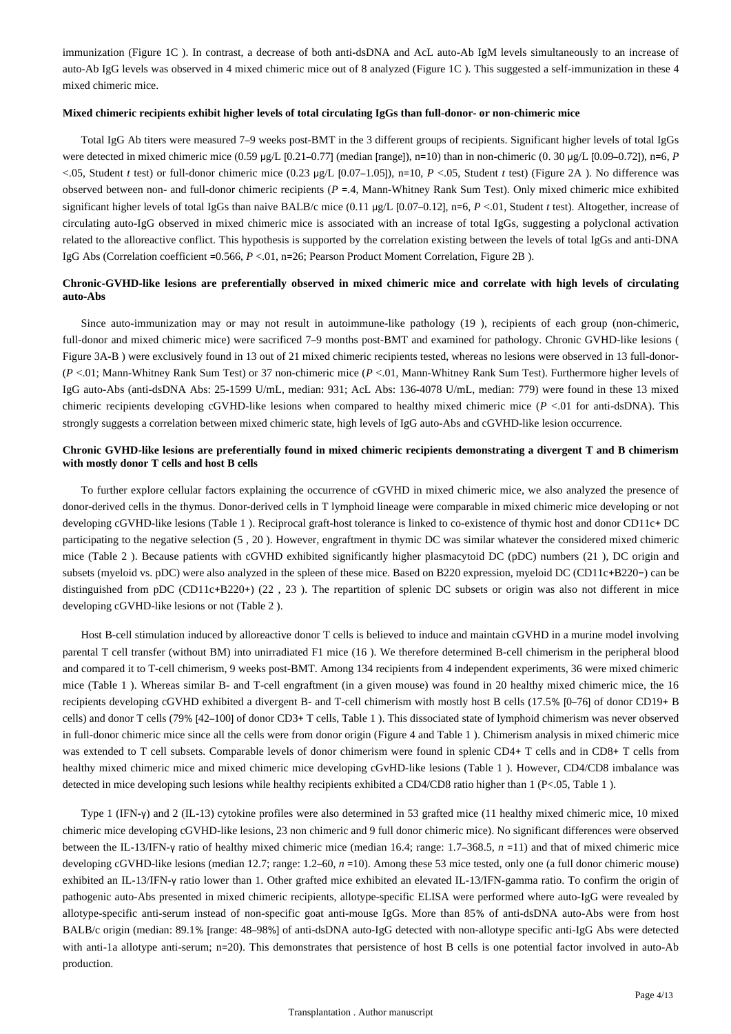immunization (Figure 1C ). In contrast, a decrease of both anti-dsDNA and AcL auto-Ab IgM levels simultaneously to an increase of auto-Ab IgG levels was observed in 4 mixed chimeric mice out of 8 analyzed (Figure 1C ). This suggested a self-immunization in these 4 mixed chimeric mice.

#### Mixed chimeric recipients exhibit higher levels of total circulating IgGs than full-donor- or non-chimeric mice

Total IgG Ab titers were measured 7–9 weeks post-BMT in the 3 different groups of recipients. Significant higher levels of total IgGs were detected in mixed chimeric mice (0.59 μg/L [0.21–0.77] (median [range]), n=10) than in non-chimeric (0. 30 μg/L [0.09–0.72]), n=6, *P* <.05, Student *t* test) or full-donor chimeric mice (0.23 μg/L [0.07–1.05]), n=10, *P* <.05, Student *t* test) (Figure 2A ). No difference was observed between non- and full-donor chimeric recipients (*P* =.4, Mann-Whitney Rank Sum Test). Only mixed chimeric mice exhibited significant higher levels of total IgGs than naive BALB/c mice (0.11 μg/L [0.07–0.12], n=6, *P* <.01, Student *t* test). Altogether, increase of circulating auto-IgG observed in mixed chimeric mice is associated with an increase of total IgGs, suggesting a polyclonal activation related to the alloreactive conflict. This hypothesis is supported by the correlation existing between the levels of total IgGs and anti-DNA IgG Abs (Correlation coefficient =0.566, *P* <.01, n=26; Pearson Product Moment Correlation, Figure 2B ).

#### Chronic-GVHD-like lesions are preferentially observed in mixed chimeric mice and correlate with high levels of circulating auto-Abs

Since auto-immunization may or may not result in autoimmune-like pathology (19 ), recipients of each group (non-chimeric, full-donor and mixed chimeric mice) were sacrificed 7–9 months post-BMT and examined for pathology. Chronic GVHD-like lesions ( Figure 3A-B ) were exclusively found in 13 out of 21 mixed chimeric recipients tested, whereas no lesions were observed in 13 full-donor- (*P* <.01; Mann-Whitney Rank Sum Test) or 37 non-chimeric mice (*P* <.01, Mann-Whitney Rank Sum Test). Furthermore higher levels of IgG auto-Abs (anti-dsDNA Abs: 25-1599 U/mL, median: 931; AcL Abs: 136-4078 U/mL, median: 779) were found in these 13 mixed chimeric recipients developing cGVHD-like lesions when compared to healthy mixed chimeric mice (*P* <.01 for anti-dsDNA). This strongly suggests a correlation between mixed chimeric state, high levels of IgG auto-Abs and cGVHD-like lesion occurrence.

#### Chronic GVHD-like lesions are preferentially found in mixed chimeric recipients demonstrating a divergent T and B chimerism with mostly donor T cells and host B cells

To further explore cellular factors explaining the occurrence of cGVHD in mixed chimeric mice, we also analyzed the presence of donor-derived cells in the thymus. Donor-derived cells in T lymphoid lineage were comparable in mixed chimeric mice developing or not developing cGVHD-like lesions (Table 1 ). Reciprocal graft-host tolerance is linked to co-existence of thymic host and donor CD11c+ DC participating to the negative selection (5 , 20 ). However, engraftment in thymic DC was similar whatever the considered mixed chimeric mice (Table 2 ). Because patients with cGVHD exhibited significantly higher plasmacytoid DC (pDC) numbers (21 ), DC origin and subsets (myeloid vs. pDC) were also analyzed in the spleen of these mice. Based on B220 expression, myeloid DC (CD11c+B220−) can be distinguished from pDC (CD11c+B220+) (22 , 23 ). The repartition of splenic DC subsets or origin was also not different in mice developing cGVHD-like lesions or not (Table 2 ).

Host B-cell stimulation induced by alloreactive donor T cells is believed to induce and maintain cGVHD in a murine model involving parental T cell transfer (without BM) into unirradiated F1 mice (16 ). We therefore determined B-cell chimerism in the peripheral blood and compared it to T-cell chimerism, 9 weeks post-BMT. Among 134 recipients from 4 independent experiments, 36 were mixed chimeric mice (Table 1 ). Whereas similar B- and T-cell engraftment (in a given mouse) was found in 20 healthy mixed chimeric mice, the 16 recipients developing cGVHD exhibited a divergent B- and T-cell chimerism with mostly host B cells (17.5% [0–76] of donor CD19+ B cells) and donor T cells (79% [42–100] of donor CD3+ T cells, Table 1 ). This dissociated state of lymphoid chimerism was never observed in full-donor chimeric mice since all the cells were from donor origin (Figure 4 and Table 1 ). Chimerism analysis in mixed chimeric mice was extended to T cell subsets. Comparable levels of donor chimerism were found in splenic CD4+ T cells and in CD8+ T cells from healthy mixed chimeric mice and mixed chimeric mice developing cGvHD-like lesions (Table 1 ). However, CD4/CD8 imbalance was detected in mice developing such lesions while healthy recipients exhibited a CD4/CD8 ratio higher than 1 (P<.05, Table 1 ).

Type 1 (IFN-γ) and 2 (IL-13) cytokine profiles were also determined in 53 grafted mice (11 healthy mixed chimeric mice, 10 mixed chimeric mice developing cGVHD-like lesions, 23 non chimeric and 9 full donor chimeric mice). No significant differences were observed between the IL-13/IFN-γ ratio of healthy mixed chimeric mice (median 16.4; range: 1.7–368.5, *n* =11) and that of mixed chimeric mice developing cGVHD-like lesions (median 12.7; range: 1.2–60, *n* =10). Among these 53 mice tested, only one (a full donor chimeric mouse) exhibited an IL-13/IFN-γ ratio lower than 1. Other grafted mice exhibited an elevated IL-13/IFN-gamma ratio. To confirm the origin of pathogenic auto-Abs presented in mixed chimeric recipients, allotype-specific ELISA were performed where auto-IgG were revealed by allotype-specific anti-serum instead of non-specific goat anti-mouse IgGs. More than 85% of anti-dsDNA auto-Abs were from host BALB/c origin (median: 89.1% [range: 48–98%] of anti-dsDNA auto-IgG detected with non-allotype specific anti-IgG Abs were detected with anti-1a allotype anti-serum; n=20). This demonstrates that persistence of host B cells is one potential factor involved in auto-Ab production.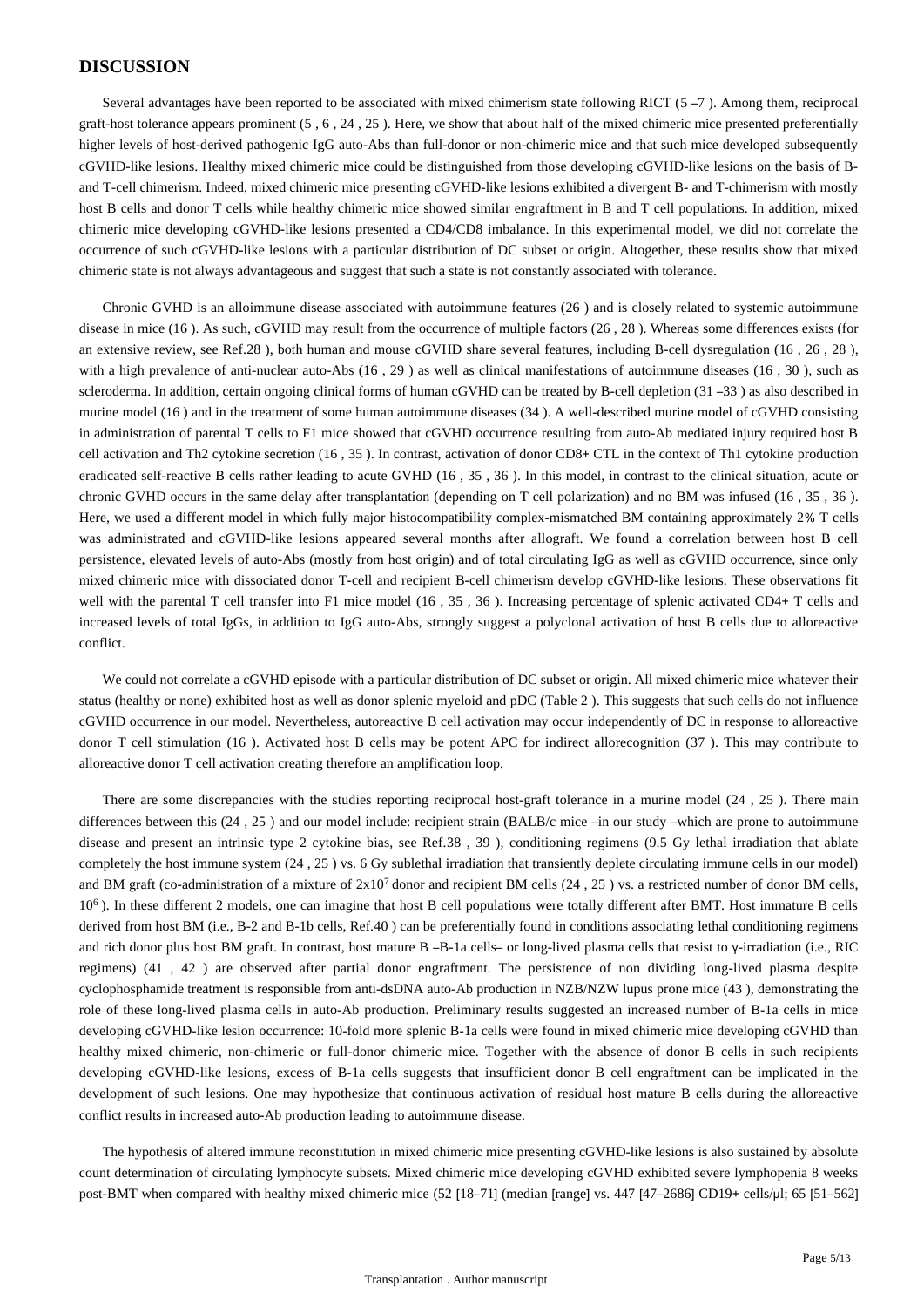## DISCUSSION

Several advantages have been reported to be associated with mixed chimerism state following RICT (5 –7 ). Among them, reciprocal graft-host tolerance appears prominent (5 , 6 , 24 , 25 ). Here, we show that about half of the mixed chimeric mice presented preferentially higher levels of host-derived pathogenic IgG auto-Abs than full-donor or non-chimeric mice and that such mice developed subsequently cGVHD-like lesions. Healthy mixed chimeric mice could be distinguished from those developing cGVHD-like lesions on the basis of B- and T-cell chimerism. Indeed, mixed chimeric mice presenting cGVHD-like lesions exhibited a divergent B- and T-chimerism with mostly host B cells and donor T cells while healthy chimeric mice showed similar engraftment in B and T cell populations. In addition, mixed chimeric mice developing cGVHD-like lesions presented a CD4/CD8 imbalance. In this experimental model, we did not correlate the occurrence of such cGVHD-like lesions with a particular distribution of DC subset or origin. Altogether, these results show that mixed chimeric state is not always advantageous and suggest that such a state is not constantly associated with tolerance.

Chronic GVHD is an alloimmune disease associated with autoimmune features (26 ) and is closely related to systemic autoimmune disease in mice (16 ). As such, cGVHD may result from the occurrence of multiple factors (26 , 28 ). Whereas some differences exists (for an extensive review, see Ref.28 ), both human and mouse cGVHD share several features, including B-cell dysregulation (16 , 26 , 28 ), with a high prevalence of anti-nuclear auto-Abs (16 , 29 ) as well as clinical manifestations of autoimmune diseases (16 , 30 ), such as scleroderma. In addition, certain ongoing clinical forms of human cGVHD can be treated by B-cell depletion (31 –33 ) as also described in murine model (16 ) and in the treatment of some human autoimmune diseases (34 ). A well-described murine model of cGVHD consisting in administration of parental T cells to F1 mice showed that cGVHD occurrence resulting from auto-Ab mediated injury required host B cell activation and Th2 cytokine secretion (16 , 35 ). In contrast, activation of donor CD8+ CTL in the context of Th1 cytokine production eradicated self-reactive B cells rather leading to acute GVHD (16 , 35 , 36 ). In this model, in contrast to the clinical situation, acute or chronic GVHD occurs in the same delay after transplantation (depending on T cell polarization) and no BM was infused (16 , 35 , 36 ). Here, we used a different model in which fully major histocompatibility complex-mismatched BM containing approximately 2% T cells was administrated and cGVHD-like lesions appeared several months after allograft. We found a correlation between host B cell persistence, elevated levels of auto-Abs (mostly from host origin) and of total circulating IgG as well as cGVHD occurrence, since only mixed chimeric mice with dissociated donor T-cell and recipient B-cell chimerism develop cGVHD-like lesions. These observations fit well with the parental T cell transfer into F1 mice model (16 , 35 , 36 ). Increasing percentage of splenic activated CD4+ T cells and increased levels of total IgGs, in addition to IgG auto-Abs, strongly suggest a polyclonal activation of host B cells due to alloreactive conflict.

We could not correlate a cGVHD episode with a particular distribution of DC subset or origin. All mixed chimeric mice whatever their status (healthy or none) exhibited host as well as donor splenic myeloid and pDC (Table 2 ). This suggests that such cells do not influence cGVHD occurrence in our model. Nevertheless, autoreactive B cell activation may occur independently of DC in response to alloreactive donor T cell stimulation (16 ). Activated host B cells may be potent APC for indirect allorecognition (37 ). This may contribute to alloreactive donor T cell activation creating therefore an amplification loop.

There are some discrepancies with the studies reporting reciprocal host-graft tolerance in a murine model (24 , 25 ). There main differences between this (24 , 25 ) and our model include: recipient strain (BALB/c mice –in our study –which are prone to autoimmune disease and present an intrinsic type 2 cytokine bias, see Ref.38 , 39 ), conditioning regimens (9.5 Gy lethal irradiation that ablate completely the host immune system (24 , 25 ) vs. 6 Gy sublethal irradiation that transiently deplete circulating immune cells in our model) and BM graft (co-administration of a mixture of $2 \times 10^7$ donor and recipient BM cells (24 , 25 ) vs. a restricted number of donor BM cells, $10^6$ ). In these different 2 models, one can imagine that host B cell populations were totally different after BMT. Host immature B cells derived from host BM (i.e., B-2 and B-1b cells, Ref.40 ) can be preferentially found in conditions associating lethal conditioning regimens and rich donor plus host BM graft. In contrast, host mature B –B-1a cells– or long-lived plasma cells that resist to γ-irradiation (i.e., RIC regimens) (41 , 42 ) are observed after partial donor engraftment. The persistence of non dividing long-lived plasma despite cyclophosphamide treatment is responsible from anti-dsDNA auto-Ab production in NZB/NZW lupus prone mice (43 ), demonstrating the role of these long-lived plasma cells in auto-Ab production. Preliminary results suggested an increased number of B-1a cells in mice developing cGVHD-like lesion occurrence: 10-fold more splenic B-1a cells were found in mixed chimeric mice developing cGVHD than healthy mixed chimeric, non-chimeric or full-donor chimeric mice. Together with the absence of donor B cells in such recipients developing cGVHD-like lesions, excess of B-1a cells suggests that insufficient donor B cell engraftment can be implicated in the development of such lesions. One may hypothesize that continuous activation of residual host mature B cells during the alloreactive conflict results in increased auto-Ab production leading to autoimmune disease.

The hypothesis of altered immune reconstitution in mixed chimeric mice presenting cGVHD-like lesions is also sustained by absolute count determination of circulating lymphocyte subsets. Mixed chimeric mice developing cGVHD exhibited severe lymphopenia 8 weeks post-BMT when compared with healthy mixed chimeric mice (52 [18–71] (median [range] vs. 447 [47–2686] CD19+ cells/μl; 65 [51–562]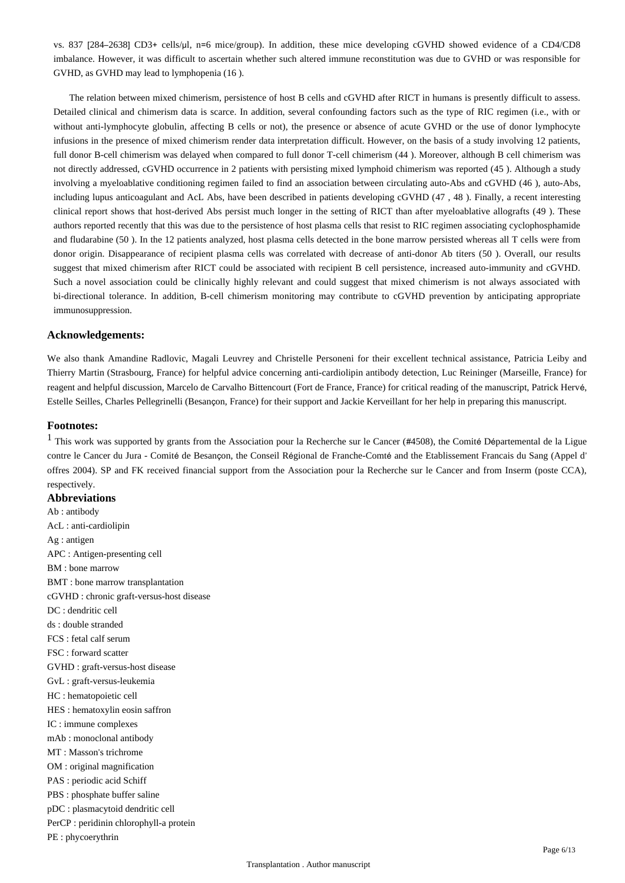vs. 837 [284–2638] CD3+ cells/μl, n=6 mice/group). In addition, these mice developing cGVHD showed evidence of a CD4/CD8 imbalance. However, it was difficult to ascertain whether such altered immune reconstitution was due to GVHD or was responsible for GVHD, as GVHD may lead to lymphopenia (16 ).

The relation between mixed chimerism, persistence of host B cells and cGVHD after RICT in humans is presently difficult to assess. Detailed clinical and chimerism data is scarce. In addition, several confounding factors such as the type of RIC regimen (i.e., with or without anti-lymphocyte globulin, affecting B cells or not), the presence or absence of acute GVHD or the use of donor lymphocyte infusions in the presence of mixed chimerism render data interpretation difficult. However, on the basis of a study involving 12 patients, full donor B-cell chimerism was delayed when compared to full donor T-cell chimerism (44 ). Moreover, although B cell chimerism was not directly addressed, cGVHD occurrence in 2 patients with persisting mixed lymphoid chimerism was reported (45 ). Although a study involving a myeloablative conditioning regimen failed to find an association between circulating auto-Abs and cGVHD (46 ), auto-Abs, including lupus anticoagulant and AcL Abs, have been described in patients developing cGVHD (47 , 48 ). Finally, a recent interesting clinical report shows that host-derived Abs persist much longer in the setting of RICT than after myeloablative allografts (49 ). These authors reported recently that this was due to the persistence of host plasma cells that resist to RIC regimen associating cyclophosphamide and fludarabine (50 ). In the 12 patients analyzed, host plasma cells detected in the bone marrow persisted whereas all T cells were from donor origin. Disappearance of recipient plasma cells was correlated with decrease of anti-donor Ab titers (50 ). Overall, our results suggest that mixed chimerism after RICT could be associated with recipient B cell persistence, increased auto-immunity and cGVHD. Such a novel association could be clinically highly relevant and could suggest that mixed chimerism is not always associated with bi-directional tolerance. In addition, B-cell chimerism monitoring may contribute to cGVHD prevention by anticipating appropriate immunosuppression.

### Acknowledgements:

We also thank Amandine Radlovic, Magali Leuvrey and Christelle Personeni for their excellent technical assistance, Patricia Leiby and Thierry Martin (Strasbourg, France) for helpful advice concerning anti-cardiolipin antibody detection, Luc Reininger (Marseille, France) for reagent and helpful discussion, Marcelo de Carvalho Bittencourt (Fort de France, France) for critical reading of the manuscript, Patrick Hervé, Estelle Seilles, Charles Pellegrinelli (Besançon, France) for their support and Jackie Kerveillant for her help in preparing this manuscript.

### Footnotes:

[1] This work was supported by grants from the Association pour la Recherche sur le Cancer (#4508), the Comité Départemental de la Ligue contre le Cancer du Jura - Comité de Besançon, the Conseil Régional de Franche-Comté and the Etablissement Francais du Sang (Appel d' offres 2004). SP and FK received financial support from the Association pour la Recherche sur le Cancer and from Inserm (poste CCA), respectively.

### Abbreviations

Ab : antibody
AcL : anti-cardiolipin
Ag : antigen
APC : Antigen-presenting cell
BM : bone marrow
BMT : bone marrow transplantation
cGVHD : chronic graft-versus-host disease
DC : dendritic cell
ds : double stranded
FCS : fetal calf serum
FSC : forward scatter
GVHD : graft-versus-host disease
GvL : graft-versus-leukemia
HC : hematopoietic cell
HES : hematoxylin eosin saffron
IC : immune complexes
mAb : monoclonal antibody
MT : Masson's trichrome
OM : original magnification
PAS : periodic acid Schiff
PBS : phosphate buffer saline
pDC : plasmacytoid dendritic cell
PerCP : peridinin chlorophyll-a protein
PE : phycoerythrin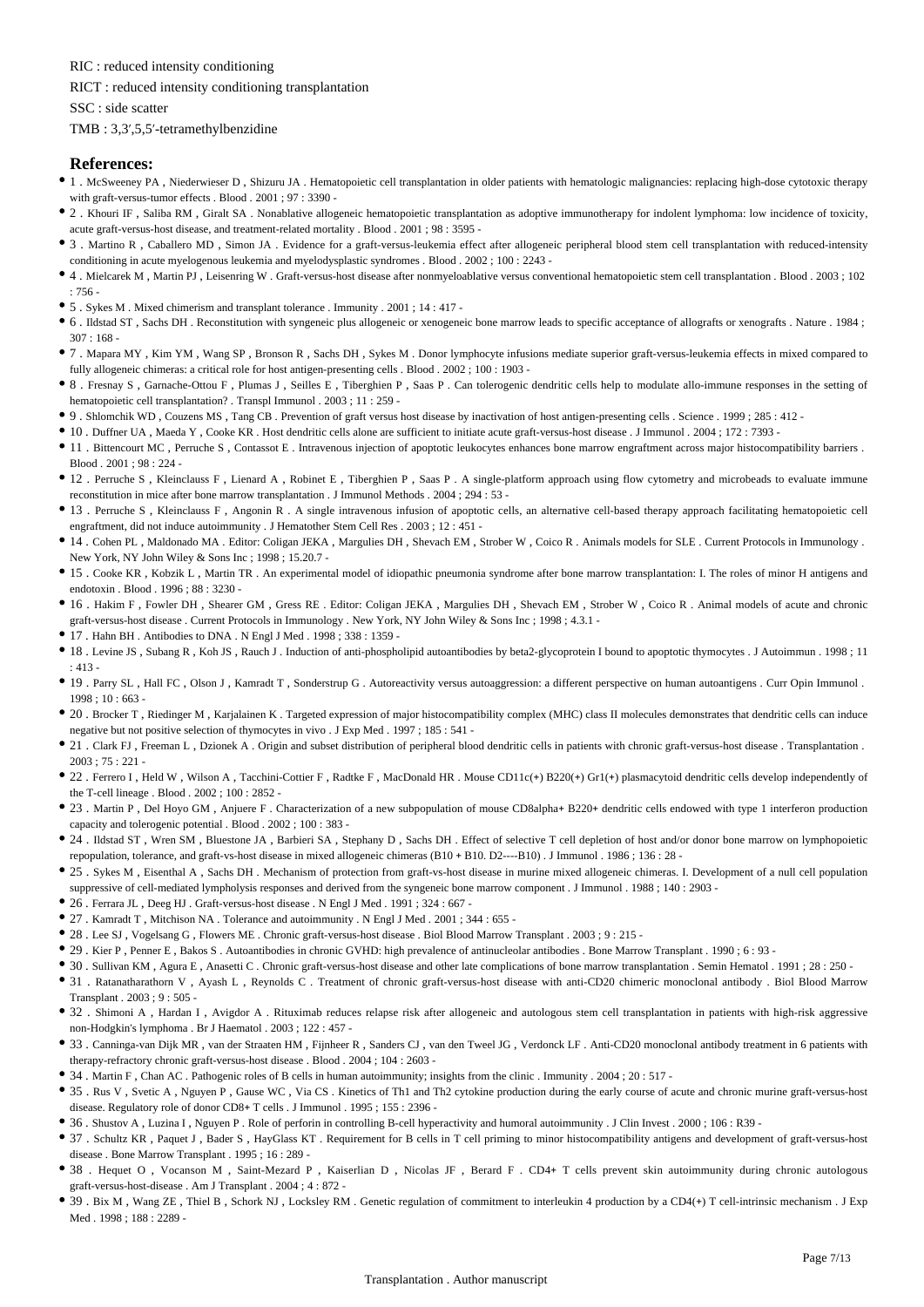RIC : reduced intensity conditioning

RICT : reduced intensity conditioning transplantation

SSC : side scatter

TMB : 3,3′,5,5′-tetramethylbenzidine

## References:

- 1 . McSweeney PA , Niederwieser D , Shizuru JA . Hematopoietic cell transplantation in older patients with hematologic malignancies: replacing high-dose cytotoxic therapy with graft-versus-tumor effects . Blood . 2001 ; 97 : 3390 -
- 2 . Khouri IF , Saliba RM , Giralt SA . Nonablative allogeneic hematopoietic transplantation as adoptive immunotherapy for indolent lymphoma: low incidence of toxicity, acute graft-versus-host disease, and treatment-related mortality . Blood . 2001 ; 98 : 3595 -
- 3 . Martino R , Caballero MD , Simon JA . Evidence for a graft-versus-leukemia effect after allogeneic peripheral blood stem cell transplantation with reduced-intensity conditioning in acute myelogenous leukemia and myelodysplastic syndromes . Blood . 2002 ; 100 : 2243 -
- 4 . Mielcarek M , Martin PJ , Leisenring W . Graft-versus-host disease after nonmyeloablative versus conventional hematopoietic stem cell transplantation . Blood . 2003 ; 102 : 756 -
- 5 . Sykes M . Mixed chimerism and transplant tolerance . Immunity . 2001 ; 14 : 417 -
- 6 . Ildstad ST , Sachs DH . Reconstitution with syngeneic plus allogeneic or xenogeneic bone marrow leads to specific acceptance of allografts or xenografts . Nature . 1984 ; 307 : 168 -
- 7 . Mapara MY , Kim YM , Wang SP , Bronson R , Sachs DH , Sykes M . Donor lymphocyte infusions mediate superior graft-versus-leukemia effects in mixed compared to fully allogeneic chimeras: a critical role for host antigen-presenting cells . Blood . 2002 ; 100 : 1903 -
- 8 . Fresnay S , Garnache-Ottou F , Plumas J , Seilles E , Tiberghien P , Saas P . Can tolerogenic dendritic cells help to modulate allo-immune responses in the setting of hematopoietic cell transplantation? . Transpl Immunol . 2003 ; 11 : 259 -
- 9 . Shlomchik WD , Couzens MS , Tang CB . Prevention of graft versus host disease by inactivation of host antigen-presenting cells . Science . 1999 ; 285 : 412 -
- 10 . Duffner UA , Maeda Y , Cooke KR . Host dendritic cells alone are sufficient to initiate acute graft-versus-host disease . J Immunol . 2004 ; 172 : 7393 -
- 11 . Bittencourt MC , Perruche S , Contassot E . Intravenous injection of apoptotic leukocytes enhances bone marrow engraftment across major histocompatibility barriers . Blood . 2001 ; 98 : 224 -
- 12 . Perruche S , Kleinclauss F , Lienard A , Robinet E , Tiberghien P , Saas P . A single-platform approach using flow cytometry and microbeads to evaluate immune reconstitution in mice after bone marrow transplantation . J Immunol Methods . 2004 ; 294 : 53 -
- 13 . Perruche S , Kleinclauss F , Angonin R . A single intravenous infusion of apoptotic cells, an alternative cell-based therapy approach facilitating hematopoietic cell engraftment, did not induce autoimmunity . J Hematother Stem Cell Res . 2003 ; 12 : 451 -
- 14 . Cohen PL , Maldonado MA . Editor: Coligan JEKA , Margulies DH , Shevach EM , Strober W , Coico R . Animals models for SLE . Current Protocols in Immunology . New York, NY John Wiley & Sons Inc ; 1998 ; 15.20.7 -
- 15 . Cooke KR , Kobzik L , Martin TR . An experimental model of idiopathic pneumonia syndrome after bone marrow transplantation: I. The roles of minor H antigens and endotoxin . Blood . 1996 ; 88 : 3230 -
- 16 . Hakim F , Fowler DH , Shearer GM , Gress RE . Editor: Coligan JEKA , Margulies DH , Shevach EM , Strober W , Coico R . Animal models of acute and chronic graft-versus-host disease . Current Protocols in Immunology . New York, NY John Wiley & Sons Inc ; 1998 ; 4.3.1 -
- 17 . Hahn BH . Antibodies to DNA . N Engl J Med . 1998 ; 338 : 1359 -
- 18 . Levine JS , Subang R , Koh JS , Rauch J . Induction of anti-phospholipid autoantibodies by beta2-glycoprotein I bound to apoptotic thymocytes . J Autoimmun . 1998 ; 11 : 413 -
- 19 . Parry SL , Hall FC , Olson J , Kamradt T , Sonderstrup G . Autoreactivity versus autoaggression: a different perspective on human autoantigens . Curr Opin Immunol . 1998 ; 10 : 663 -
- 20 . Brocker T , Riedinger M , Karjalainen K . Targeted expression of major histocompatibility complex (MHC) class II molecules demonstrates that dendritic cells can induce negative but not positive selection of thymocytes in vivo . J Exp Med . 1997 ; 185 : 541 -
- 21 . Clark FJ , Freeman L , Dzionek A . Origin and subset distribution of peripheral blood dendritic cells in patients with chronic graft-versus-host disease . Transplantation . 2003 ; 75 : 221 -
- 22 . Ferrero I , Held W , Wilson A , Tacchini-Cottier F , Radtke F , MacDonald HR . Mouse CD11c(+) B220(+) Gr1(+) plasmacytoid dendritic cells develop independently of the T-cell lineage . Blood . 2002 ; 100 : 2852 -
- 23 . Martin P , Del Hoyo GM , Anjuere F . Characterization of a new subpopulation of mouse CD8alpha+ B220+ dendritic cells endowed with type 1 interferon production capacity and tolerogenic potential . Blood . 2002 ; 100 : 383 -
- 24 . Ildstad ST , Wren SM , Bluestone JA , Barbieri SA , Stephany D , Sachs DH . Effect of selective T cell depletion of host and/or donor bone marrow on lymphopoietic repopulation, tolerance, and graft-vs-host disease in mixed allogeneic chimeras (B10 + B10. D2----B10) . J Immunol . 1986 ; 136 : 28 -
- 25 . Sykes M , Eisenthal A , Sachs DH . Mechanism of protection from graft-vs-host disease in murine mixed allogeneic chimeras. I. Development of a null cell population suppressive of cell-mediated lympholysis responses and derived from the syngeneic bone marrow component . J Immunol . 1988 ; 140 : 2903 -
- 26 . Ferrara JL , Deeg HJ . Graft-versus-host disease . N Engl J Med . 1991 ; 324 : 667 -
- 27 . Kamradt T , Mitchison NA . Tolerance and autoimmunity . N Engl J Med . 2001 ; 344 : 655 -
- 28 . Lee SJ , Vogelsang G , Flowers ME . Chronic graft-versus-host disease . Biol Blood Marrow Transplant . 2003 ; 9 : 215 -
- 29 . Kier P , Penner E , Bakos S . Autoantibodies in chronic GVHD: high prevalence of antinucleolar antibodies . Bone Marrow Transplant . 1990 ; 6 : 93 -
- 30 . Sullivan KM , Agura E , Anasetti C . Chronic graft-versus-host disease and other late complications of bone marrow transplantation . Semin Hematol . 1991 ; 28 : 250 -
- 31 . Ratanatharathorn V , Ayash L , Reynolds C . Treatment of chronic graft-versus-host disease with anti-CD20 chimeric monoclonal antibody . Biol Blood Marrow Transplant . 2003 ; 9 : 505 -
- 32 . Shimoni A , Hardan I , Avigdor A . Rituximab reduces relapse risk after allogeneic and autologous stem cell transplantation in patients with high-risk aggressive non-Hodgkin's lymphoma . Br J Haematol . 2003 ; 122 : 457 -
- 33 . Canninga-van Dijk MR , van der Straaten HM , Fijnheer R , Sanders CJ , van den Tweel JG , Verdonck LF . Anti-CD20 monoclonal antibody treatment in 6 patients with therapy-refractory chronic graft-versus-host disease . Blood . 2004 ; 104 : 2603 -
- 34 . Martin F , Chan AC . Pathogenic roles of B cells in human autoimmunity; insights from the clinic . Immunity . 2004 ; 20 : 517 -
- 35 . Rus V , Svetic A , Nguyen P , Gause WC , Via CS . Kinetics of Th1 and Th2 cytokine production during the early course of acute and chronic murine graft-versus-host disease. Regulatory role of donor CD8+ T cells . J Immunol . 1995 ; 155 : 2396 -
- 36 . Shustov A , Luzina I , Nguyen P . Role of perforin in controlling B-cell hyperactivity and humoral autoimmunity . J Clin Invest . 2000 ; 106 : R39 -
- 37 . Schultz KR , Paquet J , Bader S , HayGlass KT . Requirement for B cells in T cell priming to minor histocompatibility antigens and development of graft-versus-host disease . Bone Marrow Transplant . 1995 ; 16 : 289 -
- 38 . Hequet O , Vocanson M , Saint-Mezard P , Kaiserlian D , Nicolas JF , Berard F . CD4+ T cells prevent skin autoimmunity during chronic autologous graft-versus-host-disease . Am J Transplant . 2004 ; 4 : 872 -
- 39 . Bix M , Wang ZE , Thiel B , Schork NJ , Locksley RM . Genetic regulation of commitment to interleukin 4 production by a CD4(+) T cell-intrinsic mechanism . J Exp Med . 1998 ; 188 : 2289 -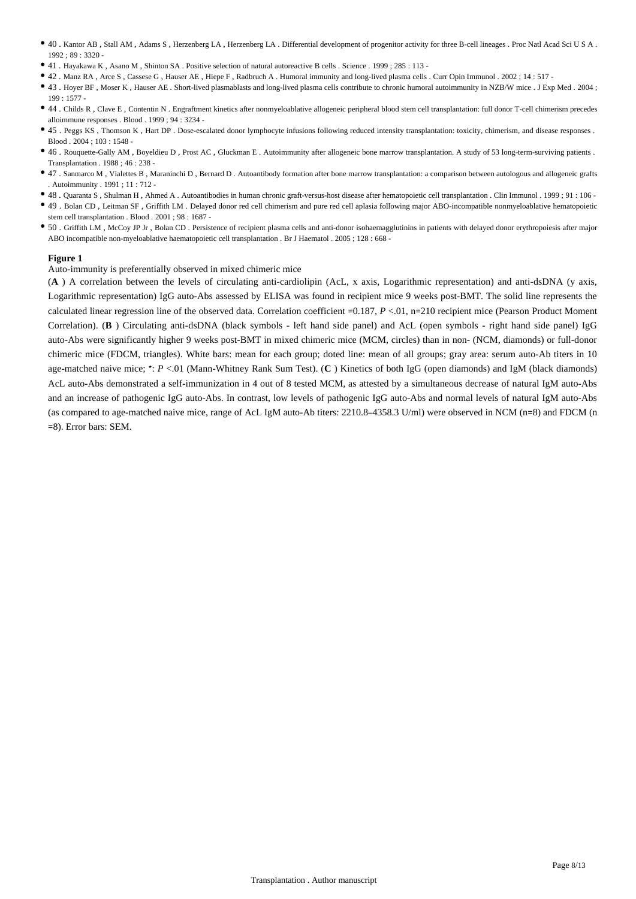- 40 . Kantor AB , Stall AM , Adams S , Herzenberg LA , Herzenberg LA . Differential development of progenitor activity for three B-cell lineages . Proc Natl Acad Sci U S A . 1992 ; 89 : 3320 -
- 41 . Hayakawa K , Asano M , Shinton SA . Positive selection of natural autoreactive B cells . Science . 1999 ; 285 : 113 -
- 42 . Manz RA , Arce S , Cassese G , Hauser AE , Hiepe F , Radbruch A . Humoral immunity and long-lived plasma cells . Curr Opin Immunol . 2002 ; 14 : 517 -
- 43 . Hoyer BF , Moser K , Hauser AE . Short-lived plasmablasts and long-lived plasma cells contribute to chronic humoral autoimmunity in NZB/W mice . J Exp Med . 2004 ; 199 : 1577 -
- 44 . Childs R , Clave E , Contentin N . Engraftment kinetics after nonmyeloablative allogeneic peripheral blood stem cell transplantation: full donor T-cell chimerism precedes alloimmune responses . Blood . 1999 ; 94 : 3234 -
- 45 . Peggs KS , Thomson K , Hart DP . Dose-escalated donor lymphocyte infusions following reduced intensity transplantation: toxicity, chimerism, and disease responses . Blood . 2004 ; 103 : 1548 -
- 46 . Rouquette-Gally AM , Boyeldieu D , Prost AC , Gluckman E . Autoimmunity after allogeneic bone marrow transplantation. A study of 53 long-term-surviving patients . Transplantation . 1988 ; 46 : 238 -
- 47 . Sanmarco M , Vialettes B , Maraninchi D , Bernard D . Autoantibody formation after bone marrow transplantation: a comparison between autologous and allogeneic grafts . Autoimmunity . 1991 ; 11 : 712 -
- 48 . Quaranta S , Shulman H , Ahmed A . Autoantibodies in human chronic graft-versus-host disease after hematopoietic cell transplantation . Clin Immunol . 1999 ; 91 : 106 -
- 49 . Bolan CD , Leitman SF , Griffith LM . Delayed donor red cell chimerism and pure red cell aplasia following major ABO-incompatible nonmyeloablative hematopoietic stem cell transplantation . Blood . 2001 ; 98 : 1687 -
- 50 . Griffith LM , McCoy JP Jr , Bolan CD . Persistence of recipient plasma cells and anti-donor isohaemagglutinins in patients with delayed donor erythropoiesis after major ABO incompatible non-myeloablative haematopoietic cell transplantation . Br J Haematol . 2005 ; 128 : 668 -

**Figure 1**

Auto-immunity is preferentially observed in mixed chimeric mice

(**A** ) A correlation between the levels of circulating anti-cardiolipin (AcL, x axis, Logarithmic representation) and anti-dsDNA (y axis, Logarithmic representation) IgG auto-Abs assessed by ELISA was found in recipient mice 9 weeks post-BMT. The solid line represents the calculated linear regression line of the observed data. Correlation coefficient =0.187, $P$ <.01, n=210 recipient mice (Pearson Product Moment Correlation). (**B** ) Circulating anti-dsDNA (black symbols - left hand side panel) and AcL (open symbols - right hand side panel) IgG auto-Abs were significantly higher 9 weeks post-BMT in mixed chimeric mice (MCM, circles) than in non- (NCM, diamonds) or full-donor chimeric mice (FDCM, triangles). White bars: mean for each group; doted line: mean of all groups; gray area: serum auto-Ab titers in 10 age-matched naive mice; *: $P$ <.01 (Mann-Whitney Rank Sum Test). (**C** ) Kinetics of both IgG (open diamonds) and IgM (black diamonds) AcL auto-Abs demonstrated a self-immunization in 4 out of 8 tested MCM, as attested by a simultaneous decrease of natural IgM auto-Abs and an increase of pathogenic IgG auto-Abs. In contrast, low levels of pathogenic IgG auto-Abs and normal levels of natural IgM auto-Abs (as compared to age-matched naive mice, range of AcL IgM auto-Ab titers: 2210.8–4358.3 U/ml) were observed in NCM (n=8) and FDCM (n =8). Error bars: SEM.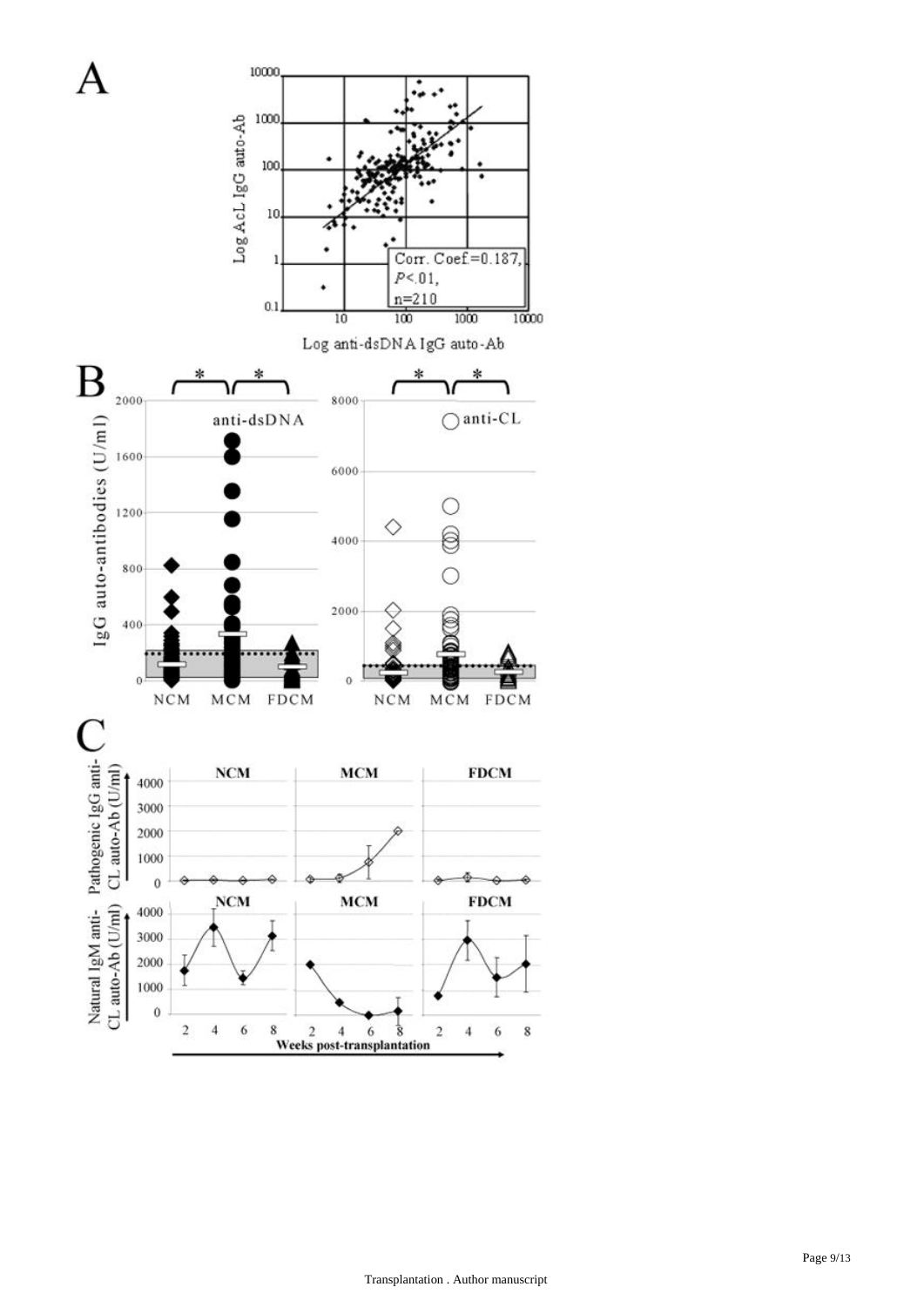A

Log AcL IgG auto-Ab

Corr. Coef.=0.187,
$P$<.01,
n=210

Log anti-dsDNA IgG auto-Ab

B

IgG auto-antibodies (U/ml)

anti-dsDNA

anti-CL

NCM MCM FDCM

NCM MCM FDCM

C

Pathogenic IgG anti-CL auto-Ab (U/ml)

NCM MCM FDCM

Natural IgM anti-CL auto-Ab (U/ml)

NCM MCM FDCM

Weeks post-transplantation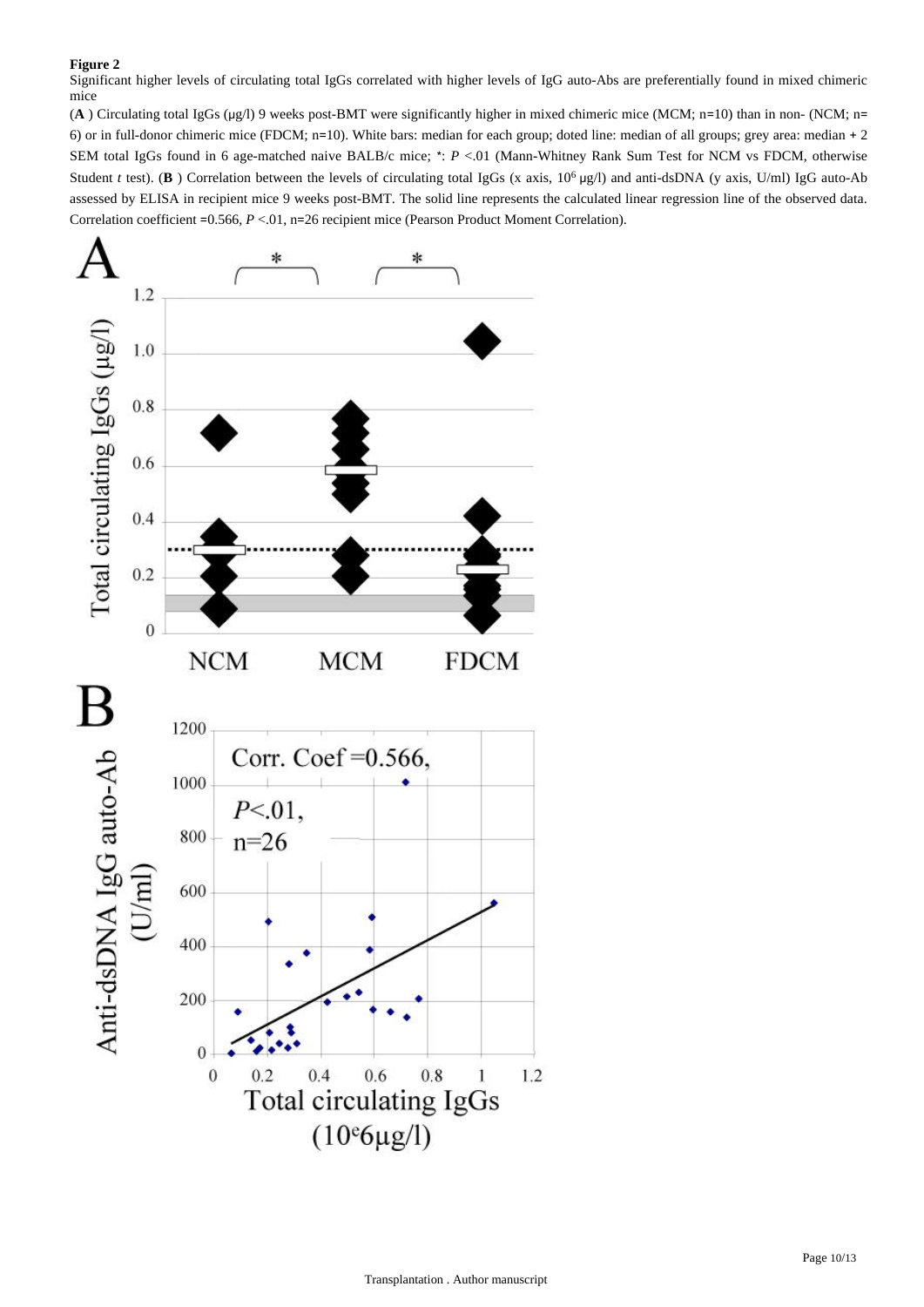**Figure 2**

Significant higher levels of circulating total IgGs correlated with higher levels of IgG auto-Abs are preferentially found in mixed chimeric mice

(**A** ) Circulating total IgGs (μg/l) 9 weeks post-BMT were significantly higher in mixed chimeric mice (MCM; n=10) than in non- (NCM; n= 6) or in full-donor chimeric mice (FDCM; n=10). White bars: median for each group; doted line: median of all groups; grey area: median + 2 SEM total IgGs found in 6 age-matched naive BALB/c mice; *: *P* <.01 (Mann-Whitney Rank Sum Test for NCM vs FDCM, otherwise Student *t* test). (**B** ) Correlation between the levels of circulating total IgGs (x axis, $10^6$ μg/l) and anti-dsDNA (y axis, U/ml) IgG auto-Ab assessed by ELISA in recipient mice 9 weeks post-BMT. The solid line represents the calculated linear regression line of the observed data. Correlation coefficient =0.566, *P* <.01, n=26 recipient mice (Pearson Product Moment Correlation).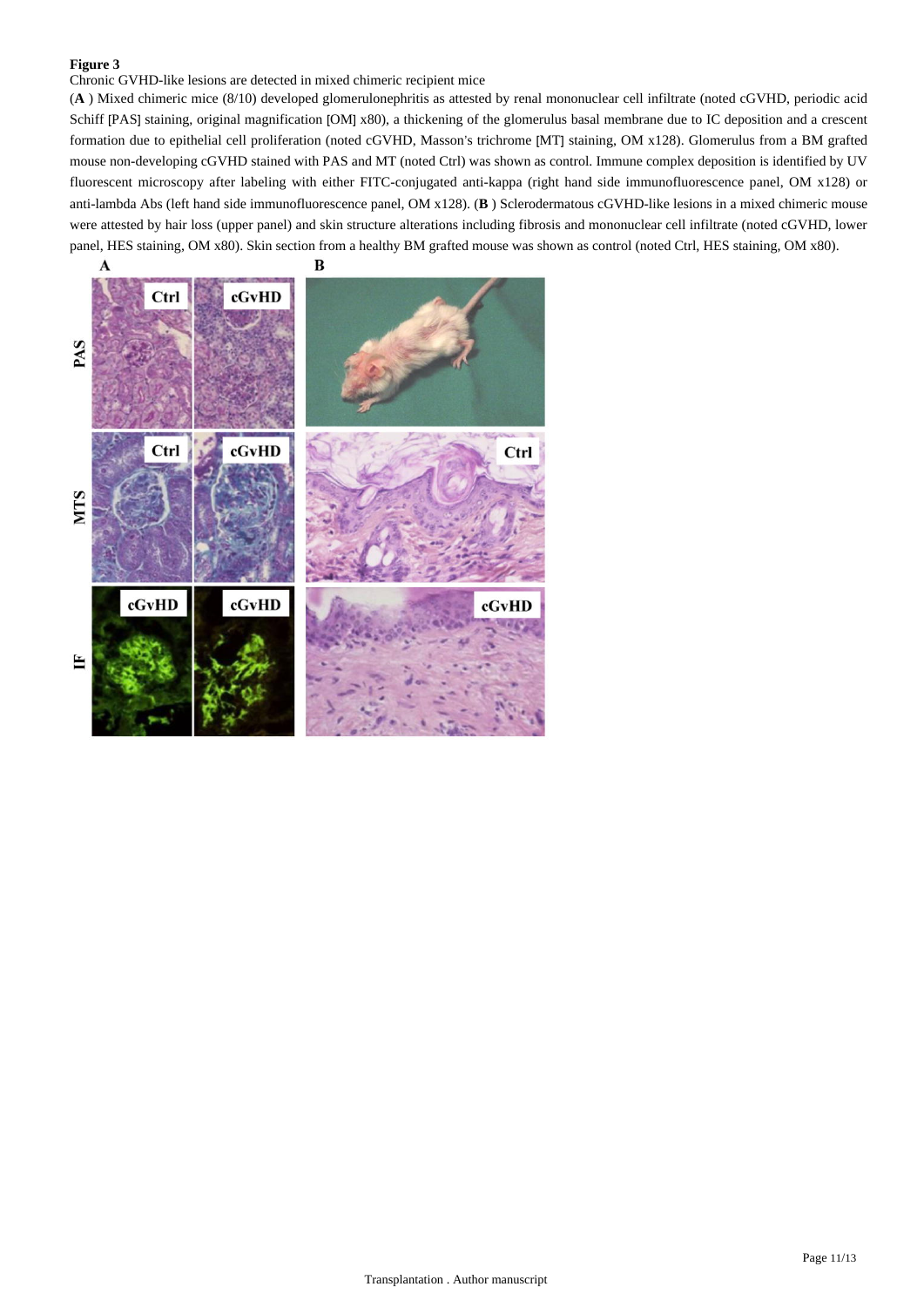**Figure 3**

Chronic GVHD-like lesions are detected in mixed chimeric recipient mice

(**A** ) Mixed chimeric mice (8/10) developed glomerulonephritis as attested by renal mononuclear cell infiltrate (noted cGVHD, periodic acid Schiff [PAS] staining, original magnification [OM] x80), a thickening of the glomerulus basal membrane due to IC deposition and a crescent formation due to epithelial cell proliferation (noted cGVHD, Masson's trichrome [MT] staining, OM x128). Glomerulus from a BM grafted mouse non-developing cGVHD stained with PAS and MT (noted Ctrl) was shown as control. Immune complex deposition is identified by UV fluorescent microscopy after labeling with either FITC-conjugated anti-kappa (right hand side immunofluorescence panel, OM x128) or anti-lambda Abs (left hand side immunofluorescence panel, OM x128). (**B** ) Sclerodermatous cGVHD-like lesions in a mixed chimeric mouse were attested by hair loss (upper panel) and skin structure alterations including fibrosis and mononuclear cell infiltrate (noted cGVHD, lower panel, HES staining, OM x80). Skin section from a healthy BM grafted mouse was shown as control (noted Ctrl, HES staining, OM x80).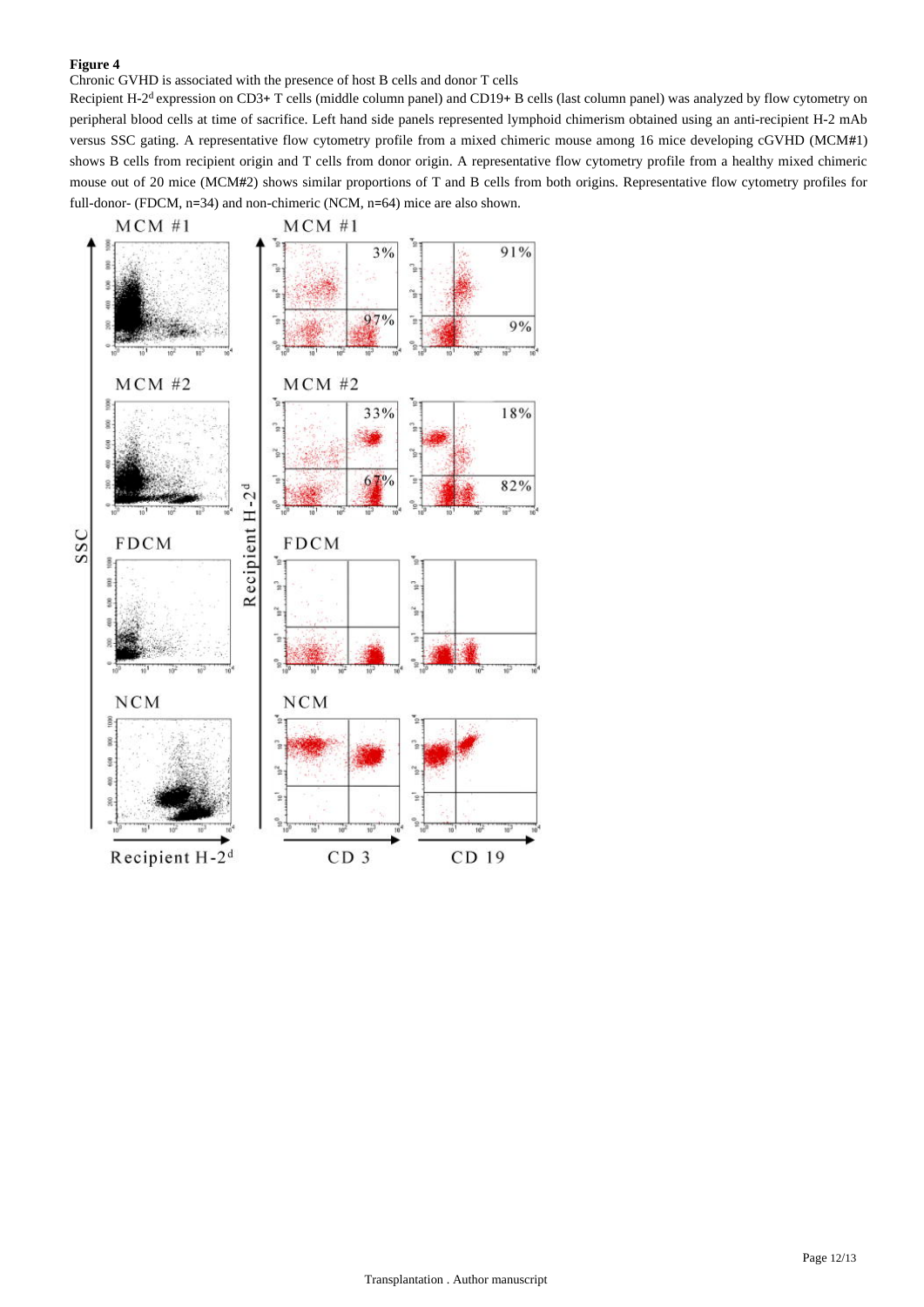**Figure 4**

Chronic GVHD is associated with the presence of host B cells and donor T cells

Recipient H-$2^d$ expression on CD3+ T cells (middle column panel) and CD19+ B cells (last column panel) was analyzed by flow cytometry on peripheral blood cells at time of sacrifice. Left hand side panels represented lymphoid chimerism obtained using an anti-recipient H-2 mAb versus SSC gating. A representative flow cytometry profile from a mixed chimeric mouse among 16 mice developing cGVHD (MCM#1) shows B cells from recipient origin and T cells from donor origin. A representative flow cytometry profile from a healthy mixed chimeric mouse out of 20 mice (MCM#2) shows similar proportions of T and B cells from both origins. Representative flow cytometry profiles for full-donor- (FDCM, n=34) and non-chimeric (NCM, n=64) mice are also shown.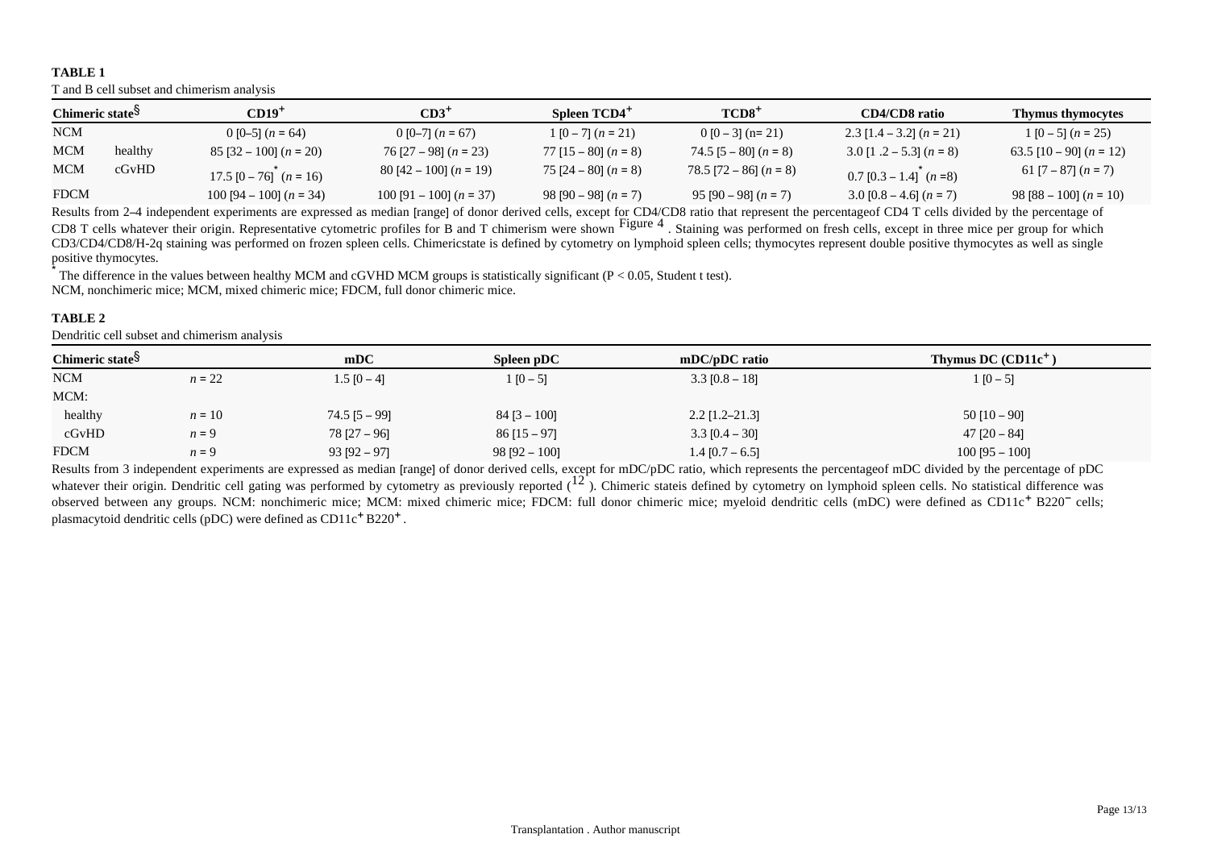**TABLE 1**

T and B cell subset and chimerism analysis

| Chimeric state§ | | $CD19^+$ | $CD3^+$ | Spleen $TCD4^+$ | $TCD8^+$ | CD4/CD8 ratio | Thymus thymocytes |
|---|---|---|---|---|---|---|---|
| NCM | | 0 [0–5] (*n* = 64) | 0 [0–7] (*n* = 67) | 1 [0 – 7] (*n* = 21) | 0 [0 – 3] (n= 21) | 2.3 [1.4 – 3.2] (*n* = 21) | 1 [0 – 5] (*n* = 25) |
| MCM | healthy | 85 [32 – 100] (*n* = 20) | 76 [27 – 98] (*n* = 23) | 77 [15 – 80] (*n* = 8) | 74.5 [5 – 80] (*n* = 8) | 3.0 [1 .2 – 5.3] (*n* = 8) | 63.5 [10 – 90] (*n* = 12) |
| MCM | cGvHD | 17.5 [0 – 76]* (*n* = 16) | 80 [42 – 100] (*n* = 19) | 75 [24 – 80] (*n* = 8) | 78.5 [72 – 86] (*n* = 8) | 0.7 [0.3 – 1.4]* (*n* =8) | 61 [7 – 87] (*n* = 7) |
| FDCM | | 100 [94 – 100] (*n* = 34) | 100 [91 – 100] (*n* = 37) | 98 [90 – 98] (*n* = 7) | 95 [90 – 98] (*n* = 7) | 3.0 [0.8 – 4.6] (*n* = 7) | 98 [88 – 100] (*n* = 10) |

Results from 2–4 independent experiments are expressed as median [range] of donor derived cells, except for CD4/CD8 ratio that represent the percentageof CD4 T cells divided by the percentage of CD8 T cells whatever their origin. Representative cytometric profiles for B and T chimerism were shown Figure 4 . Staining was performed on fresh cells, except in three mice per group for which CD3/CD4/CD8/H-2q staining was performed on frozen spleen cells. Chimericstate is defined by cytometry on lymphoid spleen cells; thymocytes represent double positive thymocytes as well as single positive thymocytes.

\* The difference in the values between healthy MCM and cGVHD MCM groups is statistically significant ($P < 0.05$, Student t test).

NCM, nonchimeric mice; MCM, mixed chimeric mice; FDCM, full donor chimeric mice.

**TABLE 2**

Dendritic cell subset and chimerism analysis

| Chimeric state§ | | mDC | Spleen pDC | mDC/pDC ratio | Thymus DC ($CD11c^+$) |
|---|---|---|---|---|---|
| NCM | *n* = 22 | 1.5 [0 – 4] | 1 [0 – 5] | 3.3 [0.8 – 18] | 1 [0 – 5] |
| MCM: | | | | | |
| healthy | *n* = 10 | 74.5 [5 – 99] | 84 [3 – 100] | 2.2 [1.2–21.3] | 50 [10 – 90] |
| cGvHD | *n* = 9 | 78 [27 – 96] | 86 [15 – 97] | 3.3 [0.4 – 30] | 47 [20 – 84] |
| FDCM | *n* = 9 | 93 [92 – 97] | 98 [92 – 100] | 1.4 [0.7 – 6.5] | 100 [95 – 100] |

Results from 3 independent experiments are expressed as median [range] of donor derived cells, except for mDC/pDC ratio, which represents the percentageof mDC divided by the percentage of pDC whatever their origin. Dendritic cell gating was performed by cytometry as previously reported ([12]). Chimeric stateis defined by cytometry on lymphoid spleen cells. No statistical difference was observed between any groups. NCM: nonchimeric mice; MCM: mixed chimeric mice; FDCM: full donor chimeric mice; myeloid dendritic cells (mDC) were defined as $CD11c^+$ $B220^-$ cells; plasmacytoid dendritic cells (pDC) were defined as $CD11c^+$ $B220^+$.